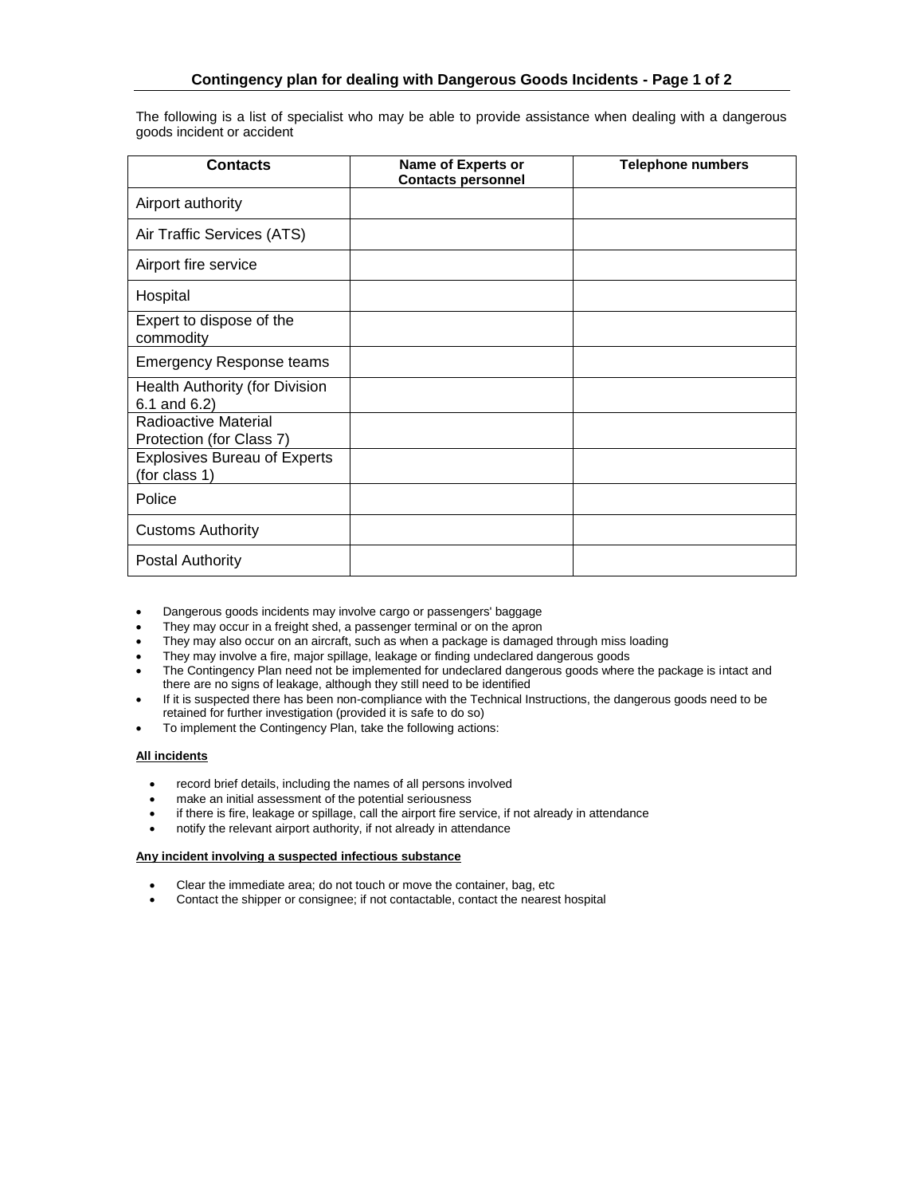# Contingency plan for dealing with Dangerous Goods Incidents - Page 1 of 2

The following is a list of specialist who may be able to provide assistance when dealing with a dangerous goods incident or accident

| Contacts | Name of Experts or Contacts personnel | Telephone numbers |
|---|---|---|
| Airport authority | | |
| Air Traffic Services (ATS) | | |
| Airport fire service | | |
| Hospital | | |
| Expert to dispose of the commodity | | |
| Emergency Response teams | | |
| Health Authority (for Division 6.1 and 6.2) | | |
| Radioactive Material Protection (for Class 7) | | |
| Explosives Bureau of Experts (for class 1) | | |
| Police | | |
| Customs Authority | | |
| Postal Authority | | |

- Dangerous goods incidents may involve cargo or passengers' baggage
- They may occur in a freight shed, a passenger terminal or on the apron
- They may also occur on an aircraft, such as when a package is damaged through miss loading
- They may involve a fire, major spillage, leakage or finding undeclared dangerous goods
- The Contingency Plan need not be implemented for undeclared dangerous goods where the package is intact and there are no signs of leakage, although they still need to be identified
- If it is suspected there has been non-compliance with the Technical Instructions, the dangerous goods need to be retained for further investigation (provided it is safe to do so)
- To implement the Contingency Plan, take the following actions:

**<u>All incidents</u>**

- record brief details, including the names of all persons involved
- make an initial assessment of the potential seriousness
- if there is fire, leakage or spillage, call the airport fire service, if not already in attendance
- notify the relevant airport authority, if not already in attendance

**<u>Any incident involving a suspected infectious substance</u>**

- Clear the immediate area; do not touch or move the container, bag, etc
- Contact the shipper or consignee; if not contactable, contact the nearest hospital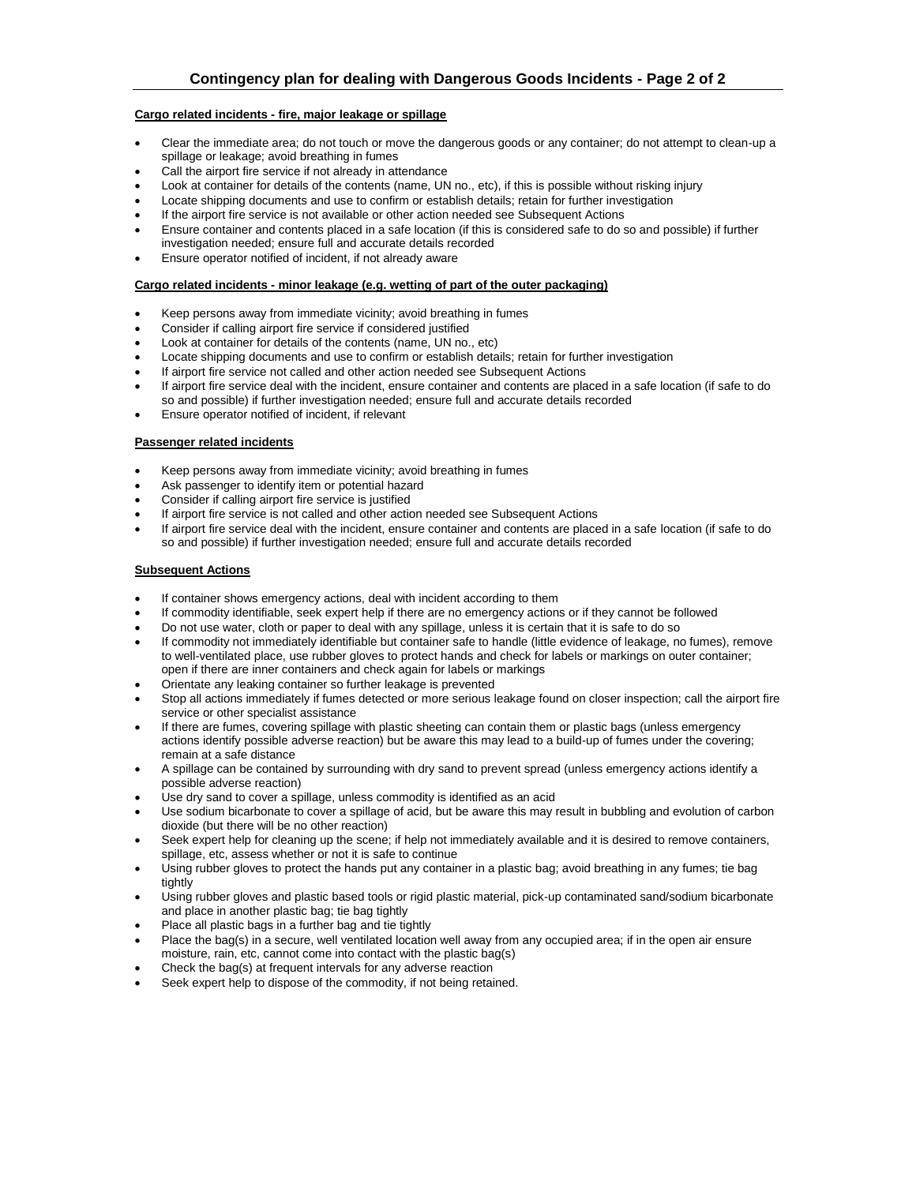# Contingency plan for dealing with Dangerous Goods Incidents - Page 2 of 2

**Cargo related incidents - fire, major leakage or spillage**

- Clear the immediate area; do not touch or move the dangerous goods or any container; do not attempt to clean-up a spillage or leakage; avoid breathing in fumes
- Call the airport fire service if not already in attendance
- Look at container for details of the contents (name, UN no., etc), if this is possible without risking injury
- Locate shipping documents and use to confirm or establish details; retain for further investigation
- If the airport fire service is not available or other action needed see Subsequent Actions
- Ensure container and contents placed in a safe location (if this is considered safe to do so and possible) if further investigation needed; ensure full and accurate details recorded
- Ensure operator notified of incident, if not already aware

**Cargo related incidents - minor leakage (e.g. wetting of part of the outer packaging)**

- Keep persons away from immediate vicinity; avoid breathing in fumes
- Consider if calling airport fire service if considered justified
- Look at container for details of the contents (name, UN no., etc)
- Locate shipping documents and use to confirm or establish details; retain for further investigation
- If airport fire service not called and other action needed see Subsequent Actions
- If airport fire service deal with the incident, ensure container and contents are placed in a safe location (if safe to do so and possible) if further investigation needed; ensure full and accurate details recorded
- Ensure operator notified of incident, if relevant

**Passenger related incidents**

- Keep persons away from immediate vicinity; avoid breathing in fumes
- Ask passenger to identify item or potential hazard
- Consider if calling airport fire service is justified
- If airport fire service is not called and other action needed see Subsequent Actions
- If airport fire service deal with the incident, ensure container and contents are placed in a safe location (if safe to do so and possible) if further investigation needed; ensure full and accurate details recorded

**Subsequent Actions**

- If container shows emergency actions, deal with incident according to them
- If commodity identifiable, seek expert help if there are no emergency actions or if they cannot be followed
- Do not use water, cloth or paper to deal with any spillage, unless it is certain that it is safe to do so
- If commodity not immediately identifiable but container safe to handle (little evidence of leakage, no fumes), remove to well-ventilated place, use rubber gloves to protect hands and check for labels or markings on outer container; open if there are inner containers and check again for labels or markings
- Orientate any leaking container so further leakage is prevented
- Stop all actions immediately if fumes detected or more serious leakage found on closer inspection; call the airport fire service or other specialist assistance
- If there are fumes, covering spillage with plastic sheeting can contain them or plastic bags (unless emergency actions identify possible adverse reaction) but be aware this may lead to a build-up of fumes under the covering; remain at a safe distance
- A spillage can be contained by surrounding with dry sand to prevent spread (unless emergency actions identify a possible adverse reaction)
- Use dry sand to cover a spillage, unless commodity is identified as an acid
- Use sodium bicarbonate to cover a spillage of acid, but be aware this may result in bubbling and evolution of carbon dioxide (but there will be no other reaction)
- Seek expert help for cleaning up the scene; if help not immediately available and it is desired to remove containers, spillage, etc, assess whether or not it is safe to continue
- Using rubber gloves to protect the hands put any container in a plastic bag; avoid breathing in any fumes; tie bag tightly
- Using rubber gloves and plastic based tools or rigid plastic material, pick-up contaminated sand/sodium bicarbonate and place in another plastic bag; tie bag tightly
- Place all plastic bags in a further bag and tie tightly
- Place the bag(s) in a secure, well ventilated location well away from any occupied area; if in the open air ensure moisture, rain, etc, cannot come into contact with the plastic bag(s)
- Check the bag(s) at frequent intervals for any adverse reaction
- Seek expert help to dispose of the commodity, if not being retained.